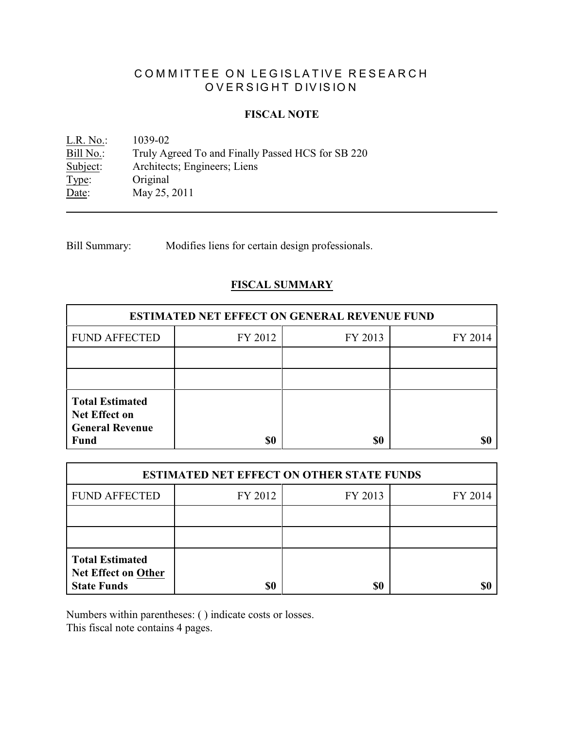# COMMITTEE ON LEGISLATIVE RESEARCH
# OVERSIGHT DIVISION

## FISCAL NOTE

L.R. No.: 1039-02
Bill No.: Truly Agreed To and Finally Passed HCS for SB 220
Subject: Architects; Engineers; Liens
Type: Original
Date: May 25, 2011

---

Bill Summary: Modifies liens for certain design professionals.

## FISCAL SUMMARY

| ESTIMATED NET EFFECT ON GENERAL REVENUE FUND | | | |
|---|---|---|---|
| FUND AFFECTED | FY 2012 | FY 2013 | FY 2014 |
| | | | |
| | | | |
| **Total Estimated Net Effect on General Revenue Fund** | **$0** | **$0** | **$0** |

| ESTIMATED NET EFFECT ON OTHER STATE FUNDS | | | |
|---|---|---|---|
| FUND AFFECTED | FY 2012 | FY 2013 | FY 2014 |
| | | | |
| | | | |
| **Total Estimated Net Effect on Other State Funds** | **$0** | **$0** | **$0** |

Numbers within parentheses: ( ) indicate costs or losses.
This fiscal note contains 4 pages.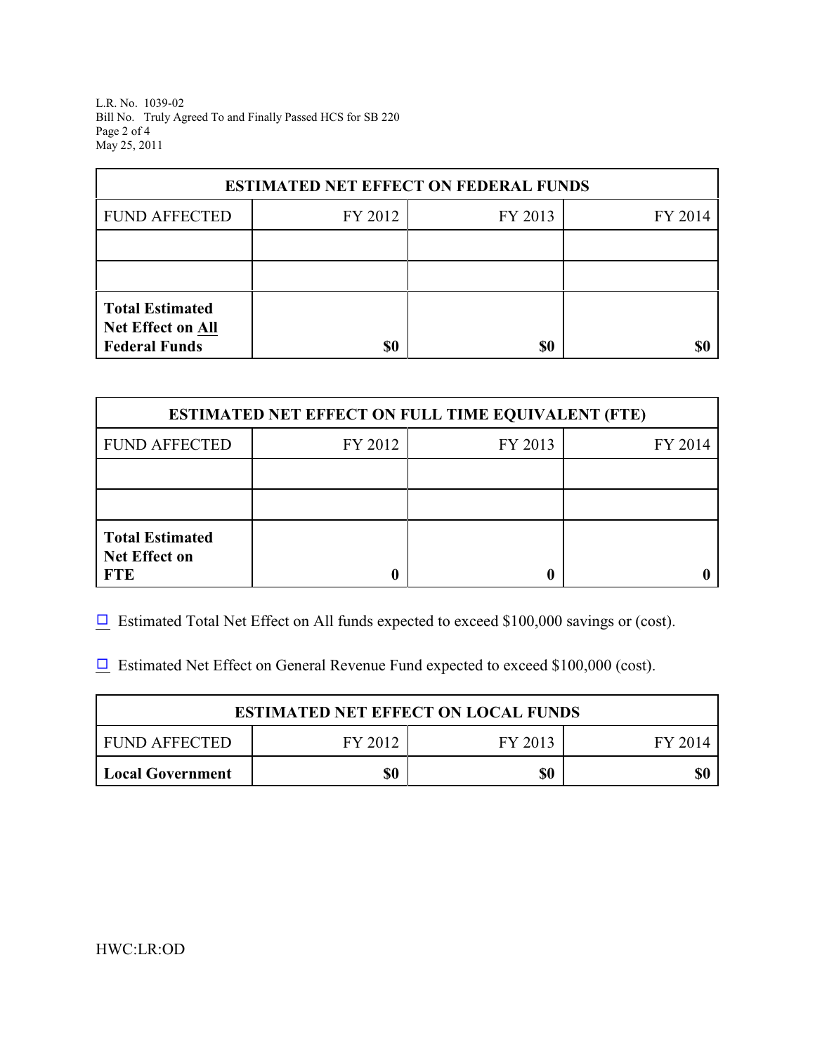| ESTIMATED NET EFFECT ON FEDERAL FUNDS | | | |
|---|---|---|---|
| FUND AFFECTED | FY 2012 | FY 2013 | FY 2014 |
| | | | |
| | | | |
| **Total Estimated Net Effect on All Federal Funds** | **$0** | **$0** | **$0** |

| ESTIMATED NET EFFECT ON FULL TIME EQUIVALENT (FTE) | | | |
|---|---|---|---|
| FUND AFFECTED | FY 2012 | FY 2013 | FY 2014 |
| | | | |
| | | | |
| **Total Estimated Net Effect on FTE** | **0** | **0** | **0** |

☐ Estimated Total Net Effect on All funds expected to exceed $100,000 savings or (cost).

☐ Estimated Net Effect on General Revenue Fund expected to exceed $100,000 (cost).

| ESTIMATED NET EFFECT ON LOCAL FUNDS | | | |
|---|---|---|---|
| FUND AFFECTED | FY 2012 | FY 2013 | FY 2014 |
| **Local Government** | **$0** | **$0** | **$0** |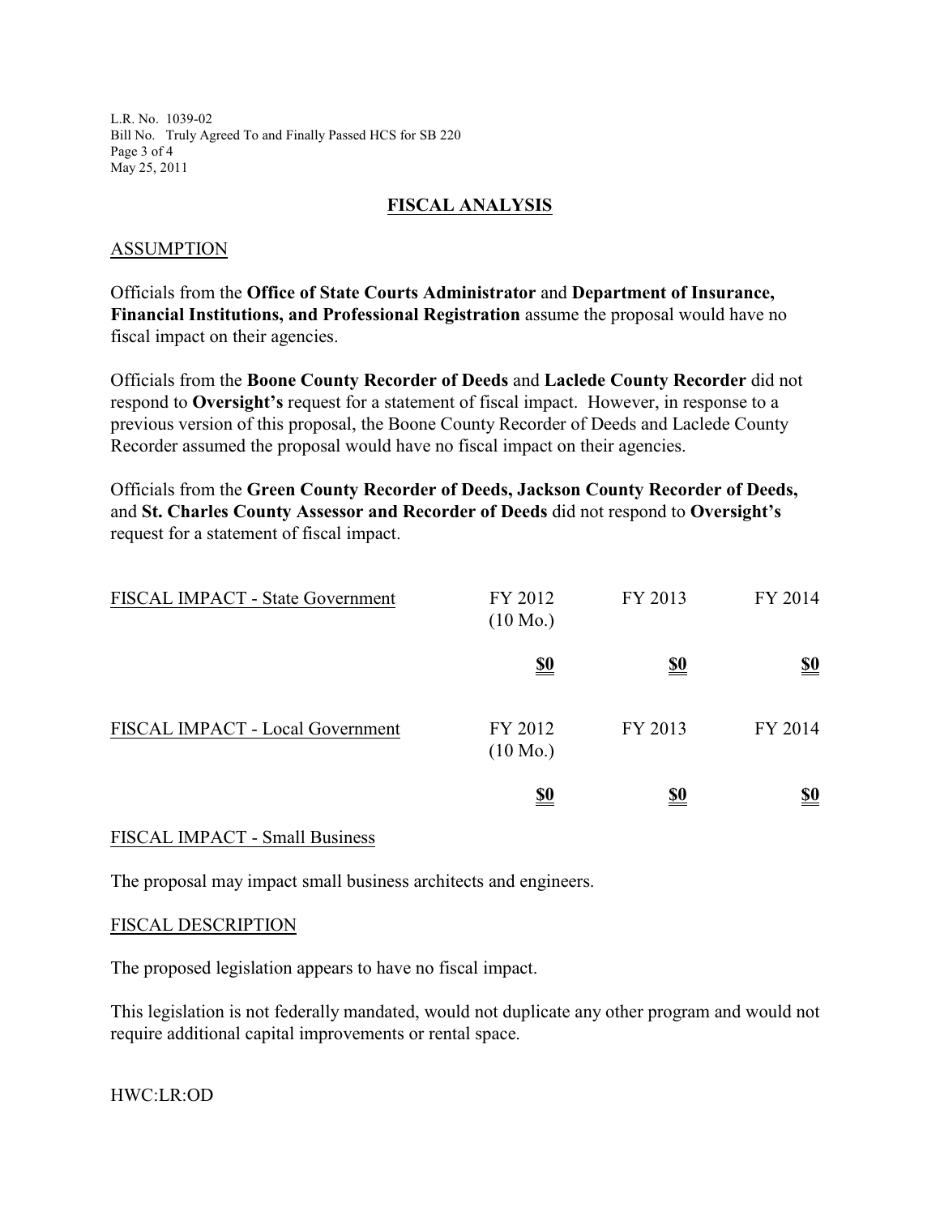## FISCAL ANALYSIS

### ASSUMPTION

Officials from the **Office of State Courts Administrator** and **Department of Insurance, Financial Institutions, and Professional Registration** assume the proposal would have no fiscal impact on their agencies.

Officials from the **Boone County Recorder of Deeds** and **Laclede County Recorder** did not respond to **Oversight's** request for a statement of fiscal impact. However, in response to a previous version of this proposal, the Boone County Recorder of Deeds and Laclede County Recorder assumed the proposal would have no fiscal impact on their agencies.

Officials from the **Green County Recorder of Deeds, Jackson County Recorder of Deeds,** and **St. Charles County Assessor and Recorder of Deeds** did not respond to **Oversight's** request for a statement of fiscal impact.

| FISCAL IMPACT - State Government | FY 2012 (10 Mo.) | FY 2013 | FY 2014 |
|---|---|---|---|
| | **$0** | **$0** | **$0** |

| FISCAL IMPACT - Local Government | FY 2012 (10 Mo.) | FY 2013 | FY 2014 |
|---|---|---|---|
| | **$0** | **$0** | **$0** |

### FISCAL IMPACT - Small Business

The proposal may impact small business architects and engineers.

### FISCAL DESCRIPTION

The proposed legislation appears to have no fiscal impact.

This legislation is not federally mandated, would not duplicate any other program and would not require additional capital improvements or rental space.

HWC:LR:OD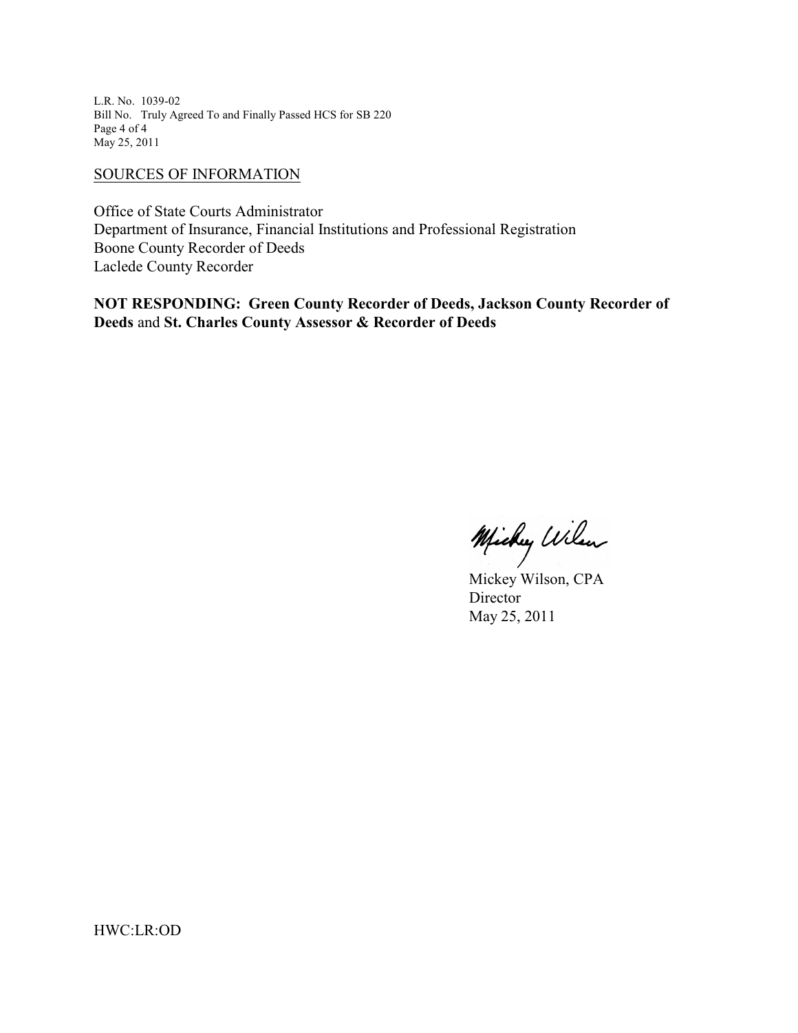## SOURCES OF INFORMATION

Office of State Courts Administrator
Department of Insurance, Financial Institutions and Professional Registration
Boone County Recorder of Deeds
Laclede County Recorder

**NOT RESPONDING: Green County Recorder of Deeds, Jackson County Recorder of Deeds** and **St. Charles County Assessor & Recorder of Deeds**

Mickey Wilson, CPA
Director
May 25, 2011

HWC:LR:OD